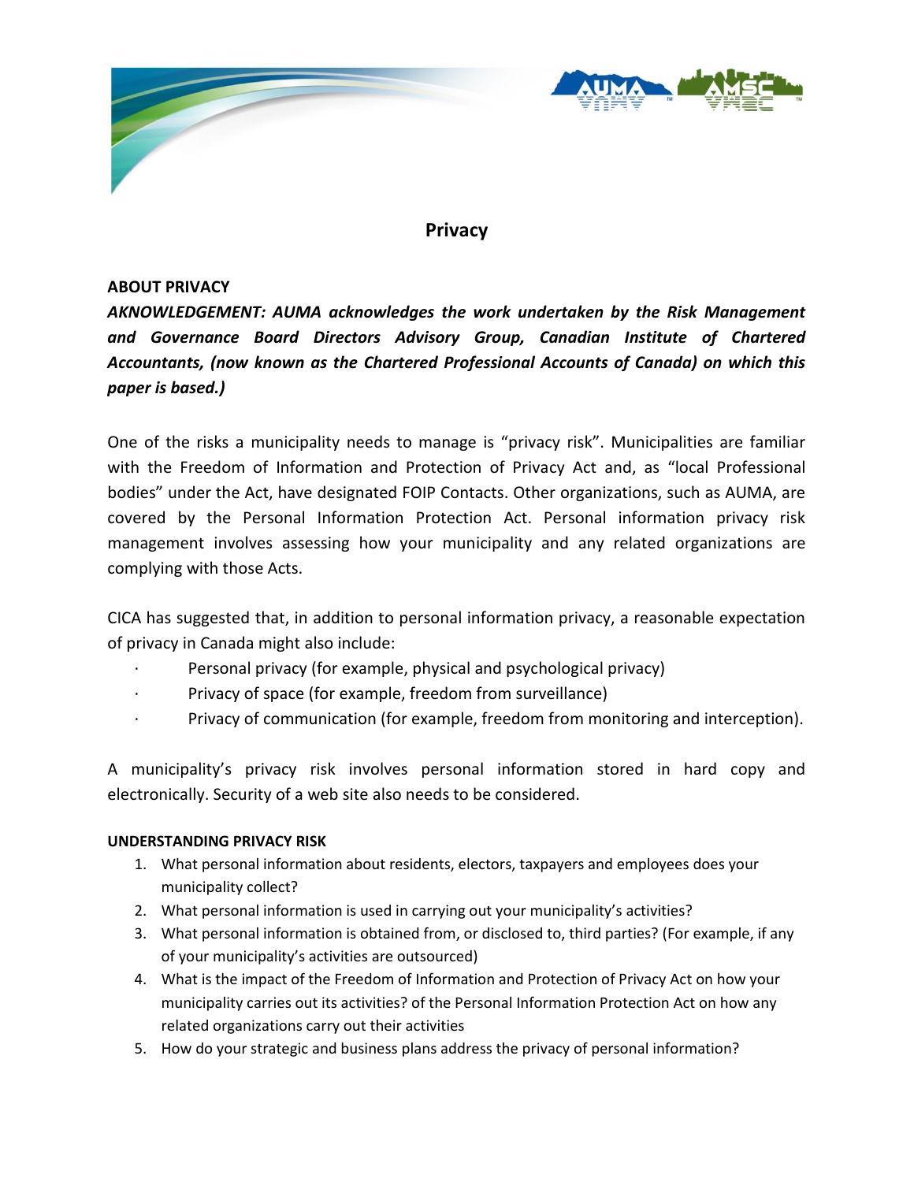# Privacy

## ABOUT PRIVACY

***AKNOWLEDGEMENT: AUMA acknowledges the work undertaken by the Risk Management and Governance Board Directors Advisory Group, Canadian Institute of Chartered Accountants, (now known as the Chartered Professional Accounts of Canada) on which this paper is based.)***

One of the risks a municipality needs to manage is "privacy risk". Municipalities are familiar with the Freedom of Information and Protection of Privacy Act and, as "local Professional bodies" under the Act, have designated FOIP Contacts. Other organizations, such as AUMA, are covered by the Personal Information Protection Act. Personal information privacy risk management involves assessing how your municipality and any related organizations are complying with those Acts.

CICA has suggested that, in addition to personal information privacy, a reasonable expectation of privacy in Canada might also include:

- Personal privacy (for example, physical and psychological privacy)
- Privacy of space (for example, freedom from surveillance)
- Privacy of communication (for example, freedom from monitoring and interception).

A municipality's privacy risk involves personal information stored in hard copy and electronically. Security of a web site also needs to be considered.

### UNDERSTANDING PRIVACY RISK

1. What personal information about residents, electors, taxpayers and employees does your municipality collect?
2. What personal information is used in carrying out your municipality's activities?
3. What personal information is obtained from, or disclosed to, third parties? (For example, if any of your municipality's activities are outsourced)
4. What is the impact of the Freedom of Information and Protection of Privacy Act on how your municipality carries out its activities? of the Personal Information Protection Act on how any related organizations carry out their activities
5. How do your strategic and business plans address the privacy of personal information?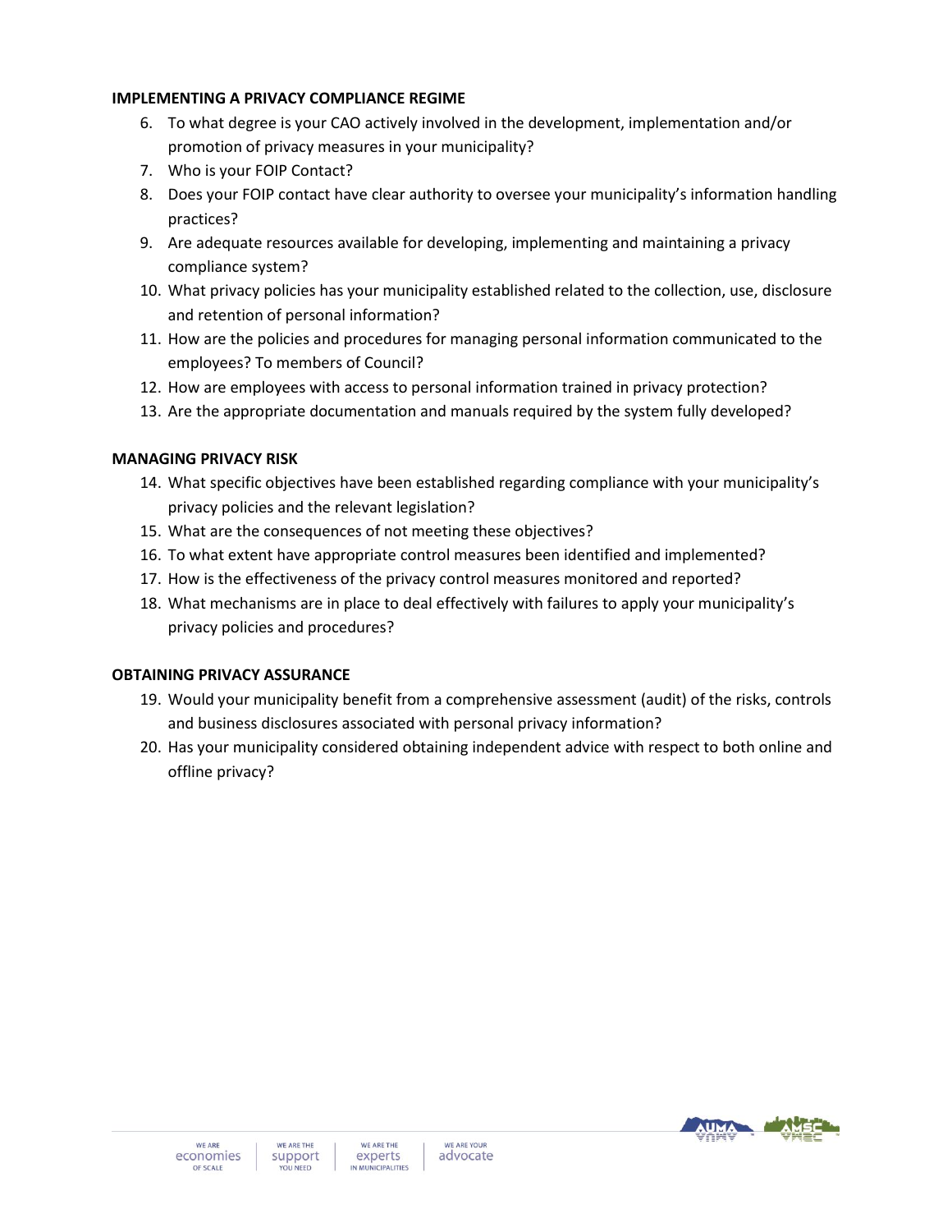**IMPLEMENTING A PRIVACY COMPLIANCE REGIME**

6. To what degree is your CAO actively involved in the development, implementation and/or promotion of privacy measures in your municipality?
7. Who is your FOIP Contact?
8. Does your FOIP contact have clear authority to oversee your municipality's information handling practices?
9. Are adequate resources available for developing, implementing and maintaining a privacy compliance system?
10. What privacy policies has your municipality established related to the collection, use, disclosure and retention of personal information?
11. How are the policies and procedures for managing personal information communicated to the employees? To members of Council?
12. How are employees with access to personal information trained in privacy protection?
13. Are the appropriate documentation and manuals required by the system fully developed?

**MANAGING PRIVACY RISK**

14. What specific objectives have been established regarding compliance with your municipality's privacy policies and the relevant legislation?
15. What are the consequences of not meeting these objectives?
16. To what extent have appropriate control measures been identified and implemented?
17. How is the effectiveness of the privacy control measures monitored and reported?
18. What mechanisms are in place to deal effectively with failures to apply your municipality's privacy policies and procedures?

**OBTAINING PRIVACY ASSURANCE**

19. Would your municipality benefit from a comprehensive assessment (audit) of the risks, controls and business disclosures associated with personal privacy information?
20. Has your municipality considered obtaining independent advice with respect to both online and offline privacy?